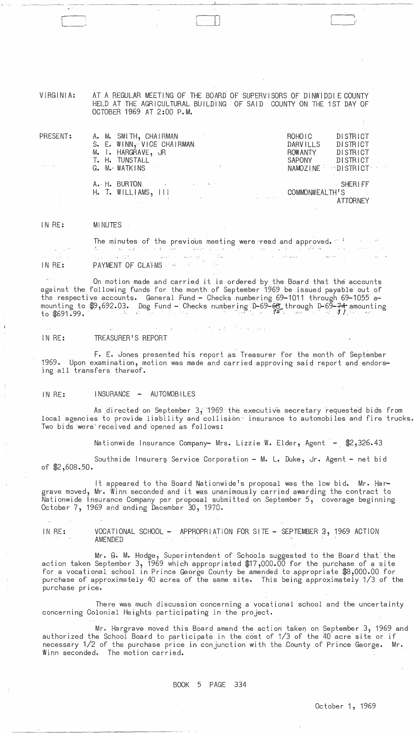VIRGINIA: AT A REGULAR MEETING OF THE BOARD OF SUPERVISORS OF DINWIDDIE COUNTY HELD AT THE AGRICULTURAL BUILDING OF SAID COUNTY ON THE 1ST DAY OF OCTOBER 1969 AT 2:00 P.M.

| PRESENT: | | |
|---|---|---|
| | A. M. SMITH, CHAIRMAN | ROHOIC DISTRICT |
| | S. E. WINN, VICE CHAIRMAN | DARVILLS DISTRICT |
| | M. I. HARGRAVE, JR | ROWANTY DISTRICT |
| | T. H. TUNSTALL | SAPONY DISTRICT |
| | G. M. WATKINS | NAMOZINE DISTRICT |
| | A. H. BURTON | SHERIFF |
| | H. T. WILLIAMS, III | COMMONWEALTH'S ATTORNEY |

IN RE: MINUTES

The minutes of the previous meeting were read and approved.

IN RE: PAYMENT OF CLAIMS

On motion made and carried it is ordered by the Board that the accounts against the following funds for the month of September 1969 be issued payable out of the respective accounts. General Fund - Checks numbering 69-1011 through 69-1055 amounting to $9,692.03. Dog Fund - Checks numbering D-69-~~68~~ 75 through D-69-~~74~~ 81 amounting to $691.99.

IN RE: TREASURER'S REPORT

F. E. Jones presented his report as Treasurer for the month of September 1969. Upon examination, motion was made and carried approving said report and endorsing all transfers thereof.

IN RE: INSURANCE - AUTOMOBILES

As directed on September 3, 1969 the executive secretary requested bids from local agencies to provide liability and collision insurance to automobiles and fire trucks. Two bids were received and opened as follows:

Nationwide Insurance Company- Mrs. Lizzie W. Elder, Agent - $2,326.43

Southside Insurers Service Corporation - M. L. Duke, Jr. Agent - net bid of $2,608.50.

It appeared to the Board Nationwide's proposal was the low bid. Mr. Hargrave moved, Mr. Winn seconded and it was unanimously carried awarding the contract to Nationwide Insurance Company per proposal submitted on September 5, coverage beginning October 7, 1969 and ending December 30, 1970.

IN RE: VOCATIONAL SCHOOL - APPROPRIATION FOR SITE - SEPTEMBER 3, 1969 ACTION AMENDED

Mr. G. M. Hodge, Superintendent of Schools suggested to the Board that the action taken September 3, 1969 which appropriated $17,000.00 for the purchase of a site for a vocational school in Prince George County be amended to appropriate $8,000.00 for purchase of approximately 40 acres of the same site. This being approximately 1/3 of the purchase price.

There was much discussion concerning a vocational school and the uncertainty concerning Colonial Heights participating in the project.

Mr. Hargrave moved this Board amend the action taken on September 3, 1969 and authorized the School Board to participate in the cost of 1/3 of the 40 acre site or if necessary 1/2 of the purchase price in conjunction with the County of Prince George. Mr. Winn seconded. The motion carried.

BOOK 5 PAGE 334

October 1, 1969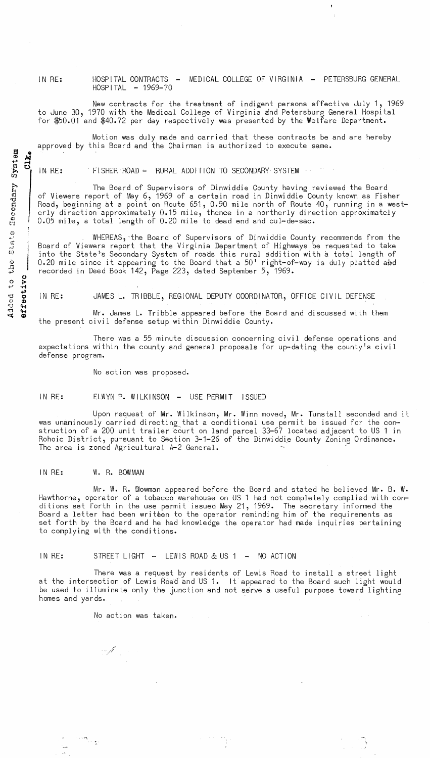IN RE: HOSPITAL CONTRACTS - MEDICAL COLLEGE OF VIRGINIA - PETERSBURG GENERAL HOSPITAL - 1969-70

New contracts for the treatment of indigent persons effective July 1, 1969 to June 30, 1970 with the Medical College of Virginia and Petersburg General Hospital for $50.01 and $40.72 per day respectively was presented by the Welfare Department.

Motion was duly made and carried that these contracts be and are hereby approved by this Board and the Chairman is authorized to execute same.

Added to the State Secondary System effective ______ Clk.

IN RE: FISHER ROAD - RURAL ADDITION TO SECONDARY SYSTEM

The Board of Supervisors of Dinwiddie County having reviewed the Board of Viewers report of May 6, 1969 of a certain road in Dinwiddie County known as Fisher Road, beginning at a point on Route 651, 0.90 mile north of Route 40, running in a westerly direction approximately 0.15 mile, thence in a northerly direction approximately 0.05 mile, a total length of 0.20 mile to dead end and cul-de-sac.

WHEREAS, the Board of Supervisors of Dinwiddie County recommends from the Board of Viewers report that the Virginia Department of Highways be requested to take into the State's Secondary System of roads this rural addition with a total length of 0.20 mile since it appearing to the Board that a 50' right-of-way is duly platted and recorded in Deed Book 142, Page 223, dated September 5, 1969.

IN RE: JAMES L. TRIBBLE, REGIONAL DEPUTY COORDINATOR, OFFICE CIVIL DEFENSE

Mr. James L. Tribble appeared before the Board and discussed with them the present civil defense setup within Dinwiddie County.

There was a 55 minute discussion concerning civil defense operations and expectations within the county and general proposals for up-dating the county's civil defense program.

No action was proposed.

IN RE: ELWYN P. WILKINSON - USE PERMIT ISSUED

Upon request of Mr. Wilkinson, Mr. Winn moved, Mr. Tunstall seconded and it was unaminously carried directing that a conditional use permit be issued for the construction of a 200 unit trailer court on land parcel 33-67 located adjacent to US 1 in Rohoic District, pursuant to Section 3-1-26 of the Dinwiddie County Zoning Ordinance. The area is zoned Agricultural A-2 General.

IN RE: W. R. BOWMAN

Mr. W. R. Bowman appeared before the Board and stated he believed Mr. B. W. Hawthorne, operator of a tobacco warehouse on US 1 had not completely complied with conditions set forth in the use permit issued May 21, 1969. The secretary informed the Board a letter had been written to the operator reminding him of the requirements as set forth by the Board and he had knowledge the operator had made inquiries pertaining to complying with the conditions.

IN RE: STREET LIGHT - LEWIS ROAD & US 1 - NO ACTION

There was a request by residents of Lewis Road to install a street light at the intersection of Lewis Road and US 1. It appeared to the Board such light would be used to illuminate only the junction and not serve a useful purpose toward lighting homes and yards.

No action was taken.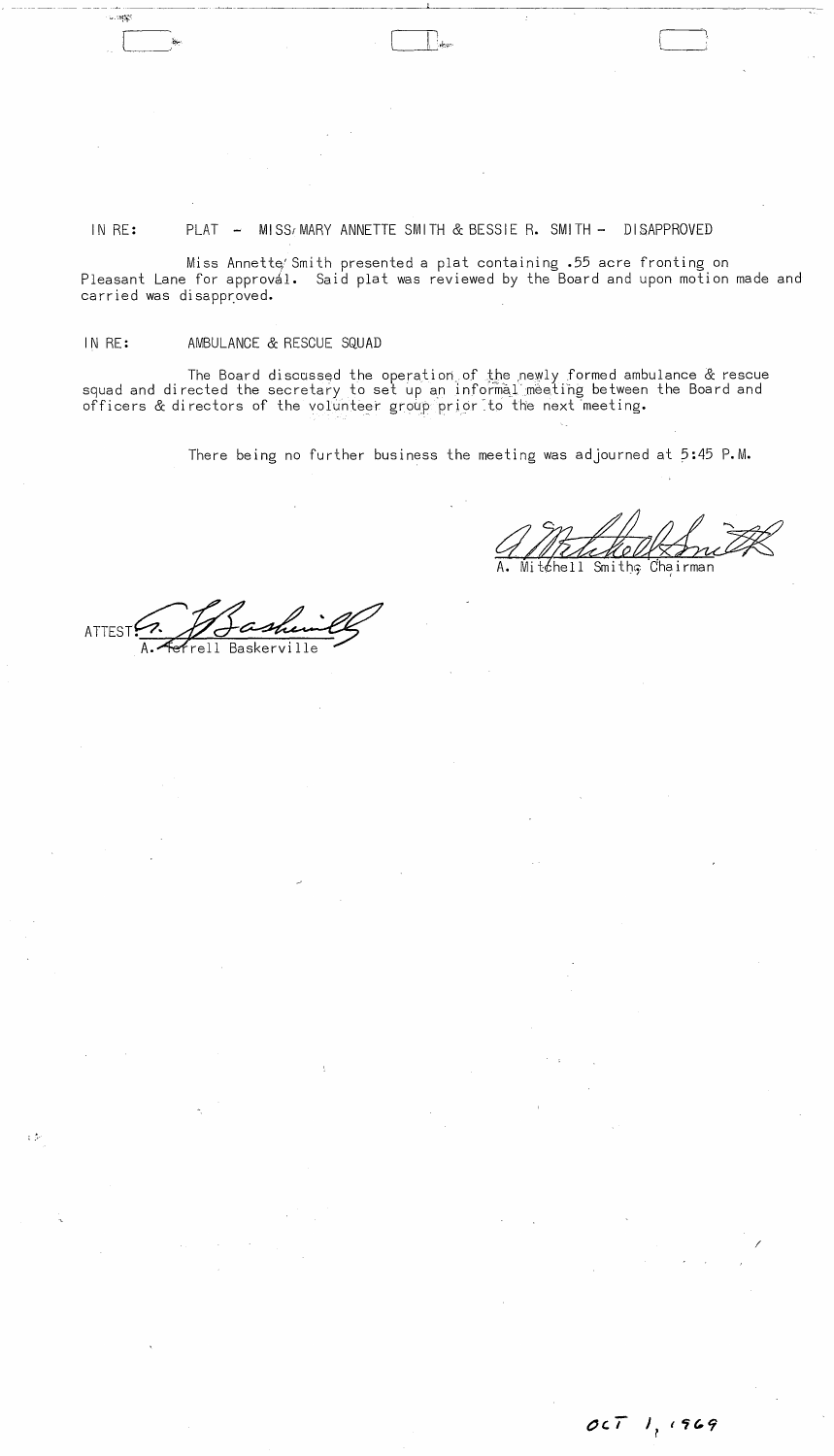IN RE: PLAT - MISS MARY ANNETTE SMITH & BESSIE R. SMITH - DISAPPROVED

Miss Annette Smith presented a plat containing .55 acre fronting on Pleasant Lane for approval. Said plat was reviewed by the Board and upon motion made and carried was disapproved.

IN RE: AMBULANCE & RESCUE SQUAD

The Board discussed the operation of the newly formed ambulance & rescue squad and directed the secretary to set up an informal meeting between the Board and officers & directors of the volunteer group prior to the next meeting.

There being no further business the meeting was adjourned at 5:45 P.M.

A. Mitchell Smith, Chairman

ATTEST: A. Ferrell Baskerville

OCT 1, 1969